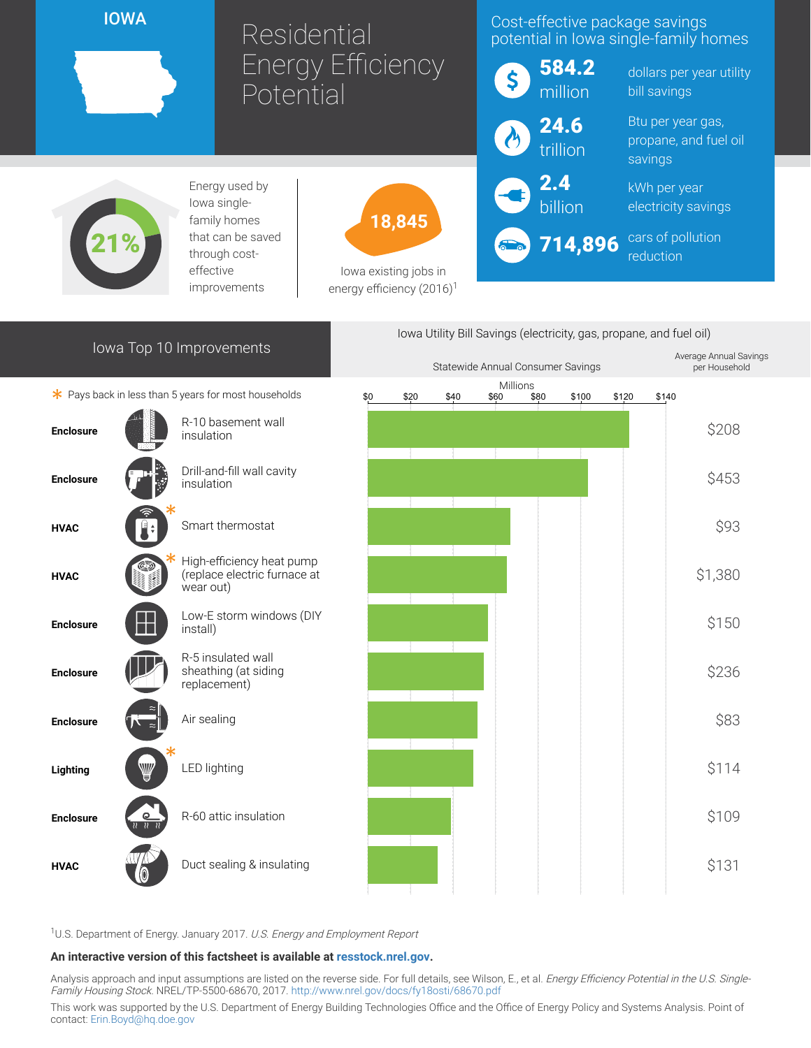# IOWA

# Residential Energy Efficiency Potential

## Cost-effective package savings potential in Iowa single-family homes

- **584.2 million** dollars per year utility bill savings
- **24.6 trillion** Btu per year gas, propane, and fuel oil savings
- **2.4 billion** kWh per year electricity savings
- **714,896** cars of pollution reduction

**21%** Energy used by Iowa single-family homes that can be saved through cost-effective improvements

**18,845** Iowa existing jobs in energy efficiency (2016)[1]

## Iowa Top 10 Improvements

* Pays back in less than 5 years for most households

Iowa Utility Bill Savings (electricity, gas, propane, and fuel oil)

| Category | Improvement | Statewide Annual Consumer Savings (Millions, approx.) | Average Annual Savings per Household |
|---|---|---|---|
| Enclosure | R-10 basement wall insulation | ~$123 | $208 |
| Enclosure | Drill-and-fill wall cavity insulation | ~$104 | $453 |
| HVAC | Smart thermostat * | ~$67 | $93 |
| HVAC | High-efficiency heat pump (replace electric furnace at wear out) * | ~$66 | $1,380 |
| Enclosure | Low-E storm windows (DIY install) | ~$57 | $150 |
| Enclosure | R-5 insulated wall sheathing (at siding replacement) | ~$55 | $236 |
| Enclosure | Air sealing | ~$52 | $83 |
| Lighting | LED lighting * | ~$50 | $114 |
| Enclosure | R-60 attic insulation | ~$39 | $109 |
| HVAC | Duct sealing & insulating | ~$33 | $131 |

[1]U.S. Department of Energy. January 2017. *U.S. Energy and Employment Report*

**An interactive version of this factsheet is available at resstock.nrel.gov.**

Analysis approach and input assumptions are listed on the reverse side. For full details, see Wilson, E., et al. *Energy Efficiency Potential in the U.S. Single-Family Housing Stock.* NREL/TP-5500-68670, 2017. http://www.nrel.gov/docs/fy18osti/68670.pdf

This work was supported by the U.S. Department of Energy Building Technologies Office and the Office of Energy Policy and Systems Analysis. Point of contact: Erin.Boyd@hq.doe.gov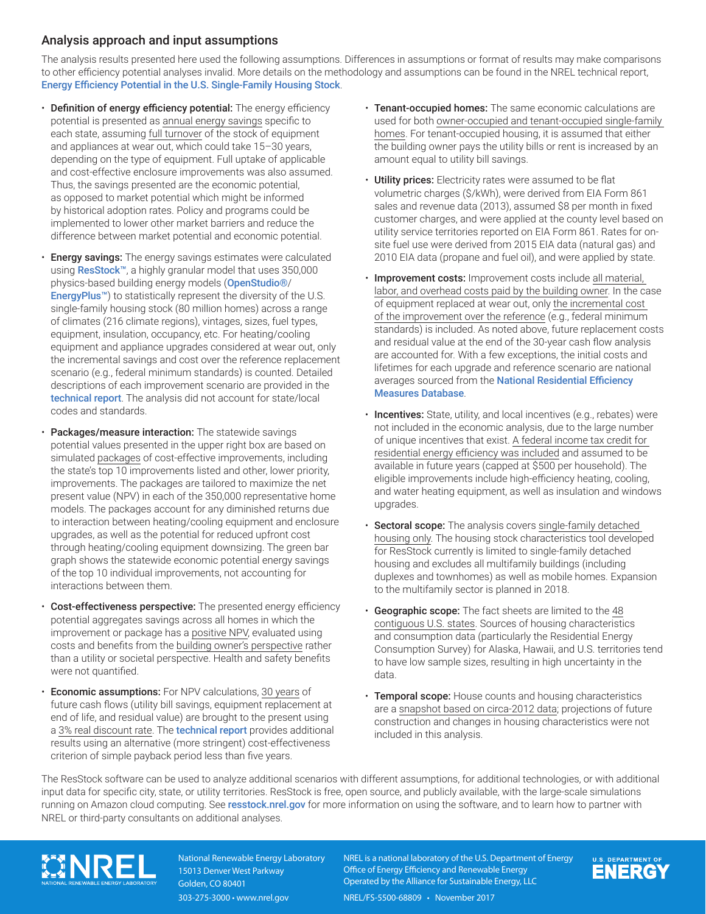## Analysis approach and input assumptions

The analysis results presented here used the following assumptions. Differences in assumptions or format of results may make comparisons to other efficiency potential analyses invalid. More details on the methodology and assumptions can be found in the NREL technical report, **Energy Efficiency Potential in the U.S. Single-Family Housing Stock**.

- **Definition of energy efficiency potential:** The energy efficiency potential is presented as annual energy savings specific to each state, assuming full turnover of the stock of equipment and appliances at wear out, which could take 15–30 years, depending on the type of equipment. Full uptake of applicable and cost-effective enclosure improvements was also assumed. Thus, the savings presented are the economic potential, as opposed to market potential which might be informed by historical adoption rates. Policy and programs could be implemented to lower other market barriers and reduce the difference between market potential and economic potential.
- **Energy savings:** The energy savings estimates were calculated using **ResStock™**, a highly granular model that uses 350,000 physics-based building energy models (**OpenStudio®**/**EnergyPlus™**) to statistically represent the diversity of the U.S. single-family housing stock (80 million homes) across a range of climates (216 climate regions), vintages, sizes, fuel types, equipment, insulation, occupancy, etc. For heating/cooling equipment and appliance upgrades considered at wear out, only the incremental savings and cost over the reference replacement scenario (e.g., federal minimum standards) is counted. Detailed descriptions of each improvement scenario are provided in the **technical report**. The analysis did not account for state/local codes and standards.
- **Packages/measure interaction:** The statewide savings potential values presented in the upper right box are based on simulated packages of cost-effective improvements, including the state's top 10 improvements listed and other, lower priority, improvements. The packages are tailored to maximize the net present value (NPV) in each of the 350,000 representative home models. The packages account for any diminished returns due to interaction between heating/cooling equipment and enclosure upgrades, as well as the potential for reduced upfront cost through heating/cooling equipment downsizing. The green bar graph shows the statewide economic potential energy savings of the top 10 individual improvements, not accounting for interactions between them.
- **Cost-effectiveness perspective:** The presented energy efficiency potential aggregates savings across all homes in which the improvement or package has a positive NPV, evaluated using costs and benefits from the building owner's perspective rather than a utility or societal perspective. Health and safety benefits were not quantified.
- **Economic assumptions:** For NPV calculations, 30 years of future cash flows (utility bill savings, equipment replacement at end of life, and residual value) are brought to the present using a 3% real discount rate. The **technical report** provides additional results using an alternative (more stringent) cost-effectiveness criterion of simple payback period less than five years.
- **Tenant-occupied homes:** The same economic calculations are used for both owner-occupied and tenant-occupied single-family homes. For tenant-occupied housing, it is assumed that either the building owner pays the utility bills or rent is increased by an amount equal to utility bill savings.
- **Utility prices:** Electricity rates were assumed to be flat volumetric charges ($/kWh), were derived from EIA Form 861 sales and revenue data (2013), assumed $8 per month in fixed customer charges, and were applied at the county level based on utility service territories reported on EIA Form 861. Rates for on-site fuel use were derived from 2015 EIA data (natural gas) and 2010 EIA data (propane and fuel oil), and were applied by state.
- **Improvement costs:** Improvement costs include all material, labor, and overhead costs paid by the building owner. In the case of equipment replaced at wear out, only the incremental cost of the improvement over the reference (e.g., federal minimum standards) is included. As noted above, future replacement costs and residual value at the end of the 30-year cash flow analysis are accounted for. With a few exceptions, the initial costs and lifetimes for each upgrade and reference scenario are national averages sourced from the **National Residential Efficiency Measures Database**.
- **Incentives:** State, utility, and local incentives (e.g., rebates) were not included in the economic analysis, due to the large number of unique incentives that exist. A federal income tax credit for residential energy efficiency was included and assumed to be available in future years (capped at $500 per household). The eligible improvements include high-efficiency heating, cooling, and water heating equipment, as well as insulation and windows upgrades.
- **Sectoral scope:** The analysis covers single-family detached housing only. The housing stock characteristics tool developed for ResStock currently is limited to single-family detached housing and excludes all multifamily buildings (including duplexes and townhomes) as well as mobile homes. Expansion to the multifamily sector is planned in 2018.
- **Geographic scope:** The fact sheets are limited to the 48 contiguous U.S. states. Sources of housing characteristics and consumption data (particularly the Residential Energy Consumption Survey) for Alaska, Hawaii, and U.S. territories tend to have low sample sizes, resulting in high uncertainty in the data.
- **Temporal scope:** House counts and housing characteristics are a snapshot based on circa-2012 data; projections of future construction and changes in housing characteristics were not included in this analysis.

The ResStock software can be used to analyze additional scenarios with different assumptions, for additional technologies, or with additional input data for specific city, state, or utility territories. ResStock is free, open source, and publicly available, with the large-scale simulations running on Amazon cloud computing. See **resstock.nrel.gov** for more information on using the software, and to learn how to partner with NREL or third-party consultants on additional analyses.

NREL — National Renewable Energy Laboratory

National Renewable Energy Laboratory
15013 Denver West Parkway
Golden, CO 80401
303-275-3000 • www.nrel.gov

NREL is a national laboratory of the U.S. Department of Energy
Office of Energy Efficiency and Renewable Energy
Operated by the Alliance for Sustainable Energy, LLC

NREL/FS-5500-68809 • November 2017

U.S. DEPARTMENT OF ENERGY